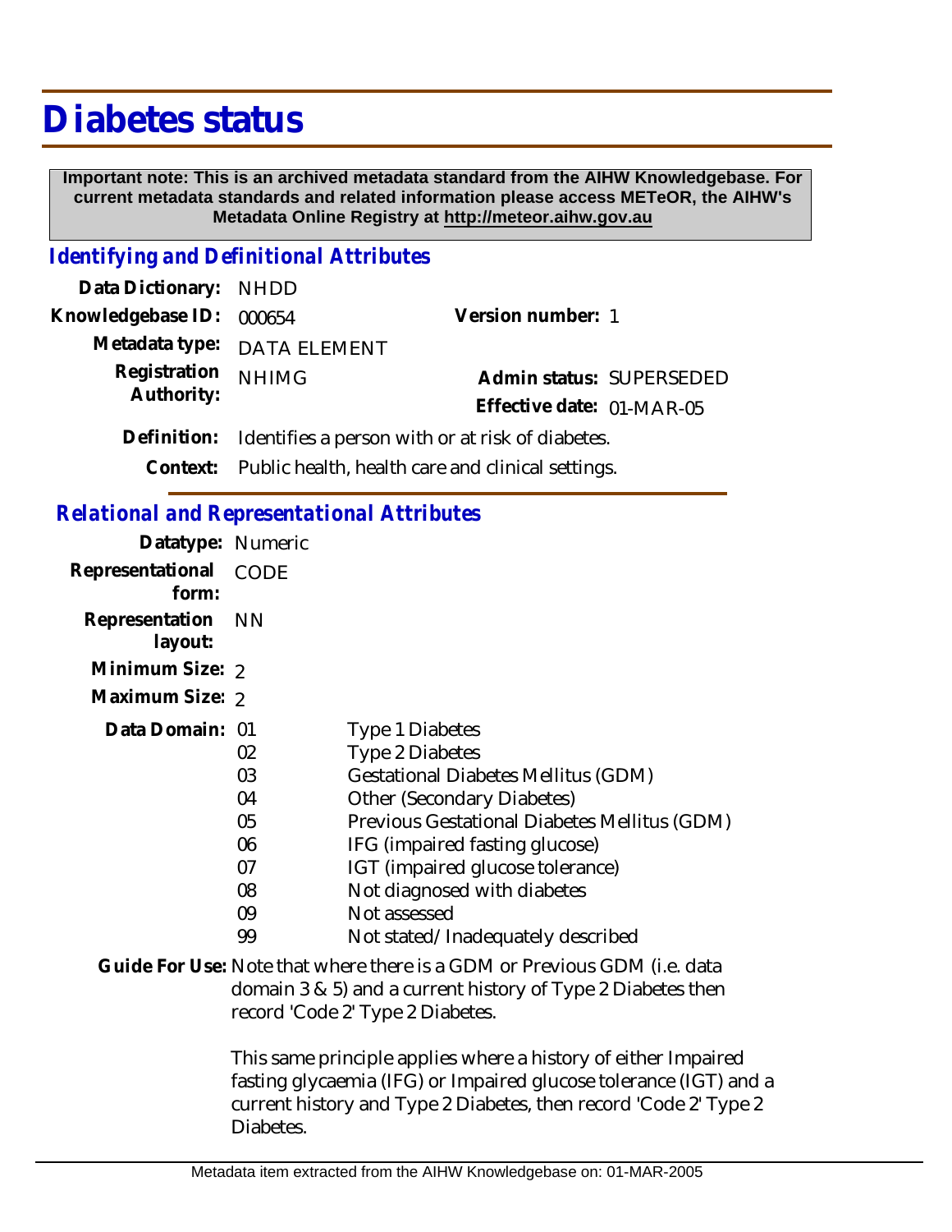# Diabetes status

**Important note: This is an archived metadata standard from the AIHW Knowledgebase. For current metadata standards and related information please access METeOR, the AIHW's Metadata Online Registry at http://meteor.aihw.gov.au**

## *Identifying and Definitional Attributes*

**Data Dictionary:** NHDD

**Knowledgebase ID:** 000654

**Version number:** 1

**Metadata type:** DATA ELEMENT

**Registration Authority:** NHIMG

**Admin status:** SUPERSEDED

**Effective date:** 01-MAR-05

**Definition:** Identifies a person with or at risk of diabetes.

**Context:** Public health, health care and clinical settings.

## *Relational and Representational Attributes*

**Datatype:** Numeric

**Representational form:** CODE

**Representation layout:** NN

**Minimum Size:** 2

**Maximum Size:** 2

**Data Domain:**

| Code | Description |
|---|---|
| 01 | Type 1 Diabetes |
| 02 | Type 2 Diabetes |
| 03 | Gestational Diabetes Mellitus (GDM) |
| 04 | Other (Secondary Diabetes) |
| 05 | Previous Gestational Diabetes Mellitus (GDM) |
| 06 | IFG (impaired fasting glucose) |
| 07 | IGT (impaired glucose tolerance) |
| 08 | Not diagnosed with diabetes |
| 09 | Not assessed |
| 99 | Not stated/Inadequately described |

**Guide For Use:** Note that where there is a GDM or Previous GDM (i.e. data domain 3 & 5) and a current history of Type 2 Diabetes then record 'Code 2' Type 2 Diabetes.

This same principle applies where a history of either Impaired fasting glycaemia (IFG) or Impaired glucose tolerance (IGT) and a current history and Type 2 Diabetes, then record 'Code 2' Type 2 Diabetes.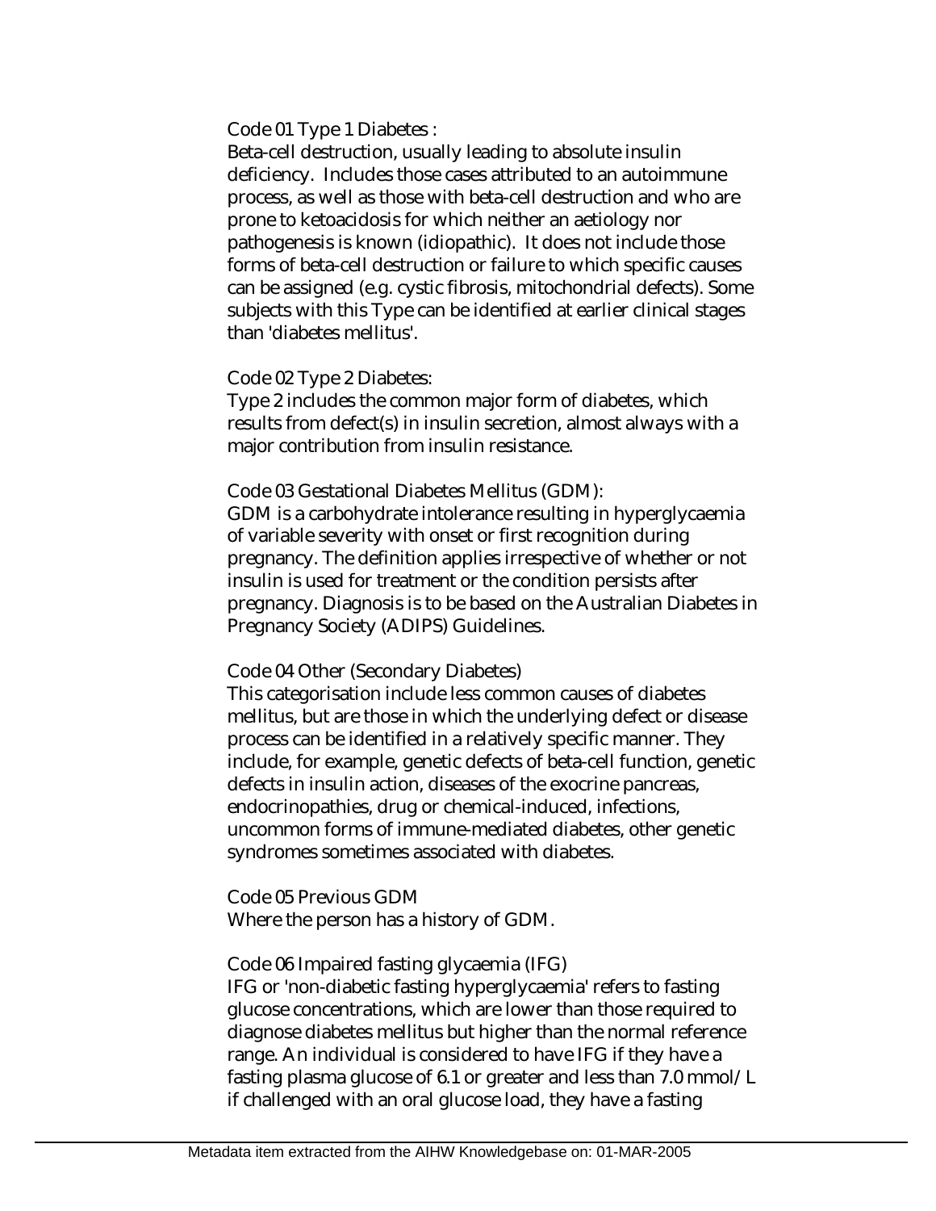Code 01 Type 1 Diabetes :
Beta-cell destruction, usually leading to absolute insulin deficiency. Includes those cases attributed to an autoimmune process, as well as those with beta-cell destruction and who are prone to ketoacidosis for which neither an aetiology nor pathogenesis is known (idiopathic). It does not include those forms of beta-cell destruction or failure to which specific causes can be assigned (e.g. cystic fibrosis, mitochondrial defects). Some subjects with this Type can be identified at earlier clinical stages than 'diabetes mellitus'.

Code 02 Type 2 Diabetes:
Type 2 includes the common major form of diabetes, which results from defect(s) in insulin secretion, almost always with a major contribution from insulin resistance.

Code 03 Gestational Diabetes Mellitus (GDM):
GDM is a carbohydrate intolerance resulting in hyperglycaemia of variable severity with onset or first recognition during pregnancy. The definition applies irrespective of whether or not insulin is used for treatment or the condition persists after pregnancy. Diagnosis is to be based on the Australian Diabetes in Pregnancy Society (ADIPS) Guidelines.

Code 04 Other (Secondary Diabetes)
This categorisation include less common causes of diabetes mellitus, but are those in which the underlying defect or disease process can be identified in a relatively specific manner. They include, for example, genetic defects of beta-cell function, genetic defects in insulin action, diseases of the exocrine pancreas, endocrinopathies, drug or chemical-induced, infections, uncommon forms of immune-mediated diabetes, other genetic syndromes sometimes associated with diabetes.

Code 05 Previous GDM
Where the person has a history of GDM.

Code 06 Impaired fasting glycaemia (IFG)
IFG or 'non-diabetic fasting hyperglycaemia' refers to fasting glucose concentrations, which are lower than those required to diagnose diabetes mellitus but higher than the normal reference range. An individual is considered to have IFG if they have a fasting plasma glucose of 6.1 or greater and less than 7.0 mmol/L if challenged with an oral glucose load, they have a fasting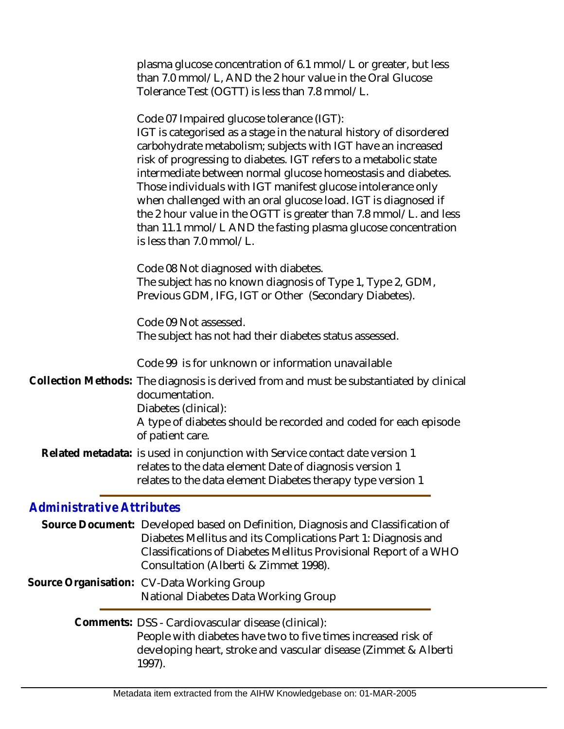plasma glucose concentration of 6.1 mmol/L or greater, but less than 7.0 mmol/L, AND the 2 hour value in the Oral Glucose Tolerance Test (OGTT) is less than 7.8 mmol/L.

Code 07 Impaired glucose tolerance (IGT):
IGT is categorised as a stage in the natural history of disordered carbohydrate metabolism; subjects with IGT have an increased risk of progressing to diabetes. IGT refers to a metabolic state intermediate between normal glucose homeostasis and diabetes. Those individuals with IGT manifest glucose intolerance only when challenged with an oral glucose load. IGT is diagnosed if the 2 hour value in the OGTT is greater than 7.8 mmol/L. and less than 11.1 mmol/L AND the fasting plasma glucose concentration is less than 7.0 mmol/L.

Code 08 Not diagnosed with diabetes.
The subject has no known diagnosis of Type 1, Type 2, GDM, Previous GDM, IFG, IGT or Other (Secondary Diabetes).

Code 09 Not assessed.
The subject has not had their diabetes status assessed.

Code 99 is for unknown or information unavailable

**Collection Methods:** The diagnosis is derived from and must be substantiated by clinical documentation.
Diabetes (clinical):
A type of diabetes should be recorded and coded for each episode of patient care.

**Related metadata:** is used in conjunction with Service contact date version 1
relates to the data element Date of diagnosis version 1
relates to the data element Diabetes therapy type version 1

## *Administrative Attributes*

**Source Document:** Developed based on Definition, Diagnosis and Classification of Diabetes Mellitus and its Complications Part 1: Diagnosis and Classifications of Diabetes Mellitus Provisional Report of a WHO Consultation (Alberti & Zimmet 1998).

**Source Organisation:** CV-Data Working Group
National Diabetes Data Working Group

**Comments:** DSS - Cardiovascular disease (clinical):
People with diabetes have two to five times increased risk of developing heart, stroke and vascular disease (Zimmet & Alberti 1997).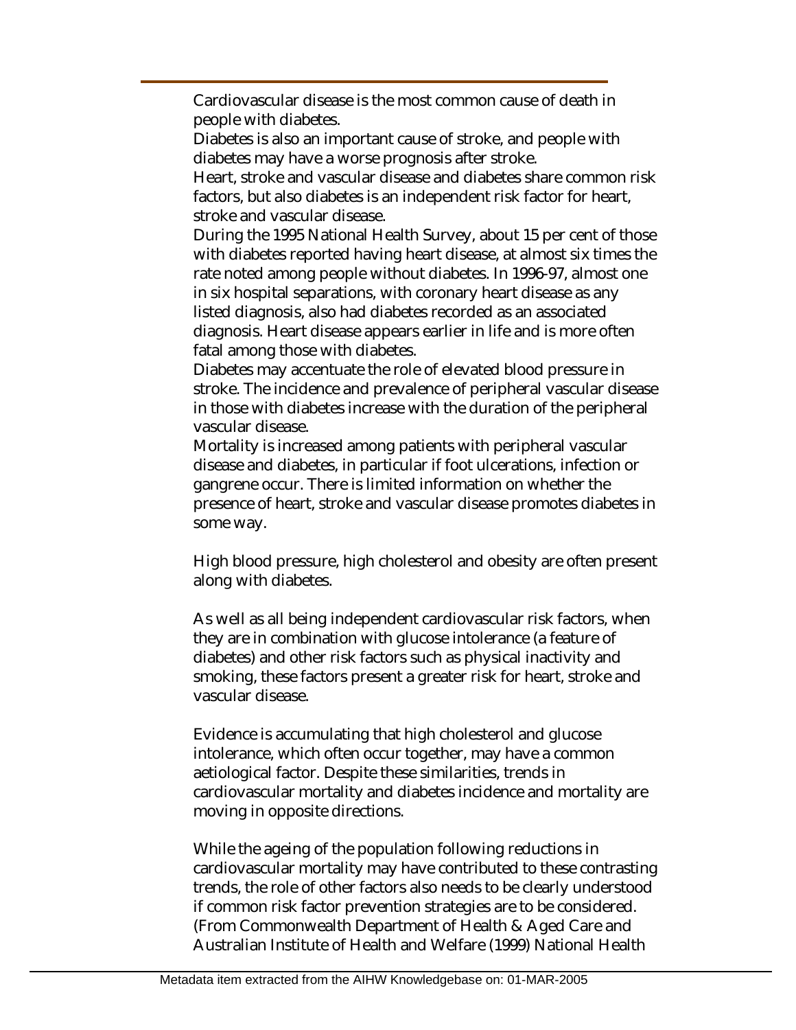Cardiovascular disease is the most common cause of death in people with diabetes.
Diabetes is also an important cause of stroke, and people with diabetes may have a worse prognosis after stroke.
Heart, stroke and vascular disease and diabetes share common risk factors, but also diabetes is an independent risk factor for heart, stroke and vascular disease.
During the 1995 National Health Survey, about 15 per cent of those with diabetes reported having heart disease, at almost six times the rate noted among people without diabetes. In 1996-97, almost one in six hospital separations, with coronary heart disease as any listed diagnosis, also had diabetes recorded as an associated diagnosis. Heart disease appears earlier in life and is more often fatal among those with diabetes.
Diabetes may accentuate the role of elevated blood pressure in stroke. The incidence and prevalence of peripheral vascular disease in those with diabetes increase with the duration of the peripheral vascular disease.
Mortality is increased among patients with peripheral vascular disease and diabetes, in particular if foot ulcerations, infection or gangrene occur. There is limited information on whether the presence of heart, stroke and vascular disease promotes diabetes in some way.

High blood pressure, high cholesterol and obesity are often present along with diabetes.

As well as all being independent cardiovascular risk factors, when they are in combination with glucose intolerance (a feature of diabetes) and other risk factors such as physical inactivity and smoking, these factors present a greater risk for heart, stroke and vascular disease.

Evidence is accumulating that high cholesterol and glucose intolerance, which often occur together, may have a common aetiological factor. Despite these similarities, trends in cardiovascular mortality and diabetes incidence and mortality are moving in opposite directions.

While the ageing of the population following reductions in cardiovascular mortality may have contributed to these contrasting trends, the role of other factors also needs to be clearly understood if common risk factor prevention strategies are to be considered. (From Commonwealth Department of Health & Aged Care and Australian Institute of Health and Welfare (1999) National Health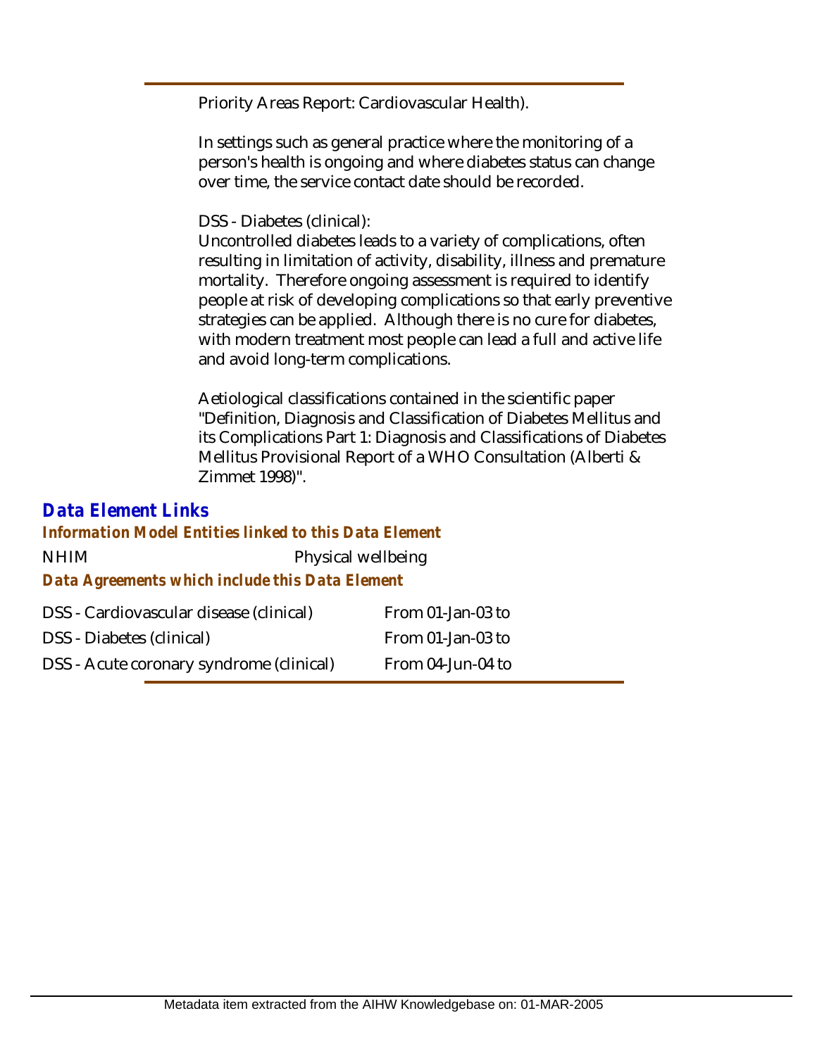Priority Areas Report: Cardiovascular Health).

In settings such as general practice where the monitoring of a person's health is ongoing and where diabetes status can change over time, the service contact date should be recorded.

DSS - Diabetes (clinical):
Uncontrolled diabetes leads to a variety of complications, often resulting in limitation of activity, disability, illness and premature mortality. Therefore ongoing assessment is required to identify people at risk of developing complications so that early preventive strategies can be applied. Although there is no cure for diabetes, with modern treatment most people can lead a full and active life and avoid long-term complications.

Aetiological classifications contained in the scientific paper "Definition, Diagnosis and Classification of Diabetes Mellitus and its Complications Part 1: Diagnosis and Classifications of Diabetes Mellitus Provisional Report of a WHO Consultation (Alberti & Zimmet 1998)".

## Data Element Links

### Information Model Entities linked to this Data Element

| | |
|---|---|
| NHIM | Physical wellbeing |

### Data Agreements which include this Data Element

| | |
|---|---|
| DSS - Cardiovascular disease (clinical) | From 01-Jan-03 to |
| DSS - Diabetes (clinical) | From 01-Jan-03 to |
| DSS - Acute coronary syndrome (clinical) | From 04-Jun-04 to |

Metadata item extracted from the AIHW Knowledgebase on: 01-MAR-2005